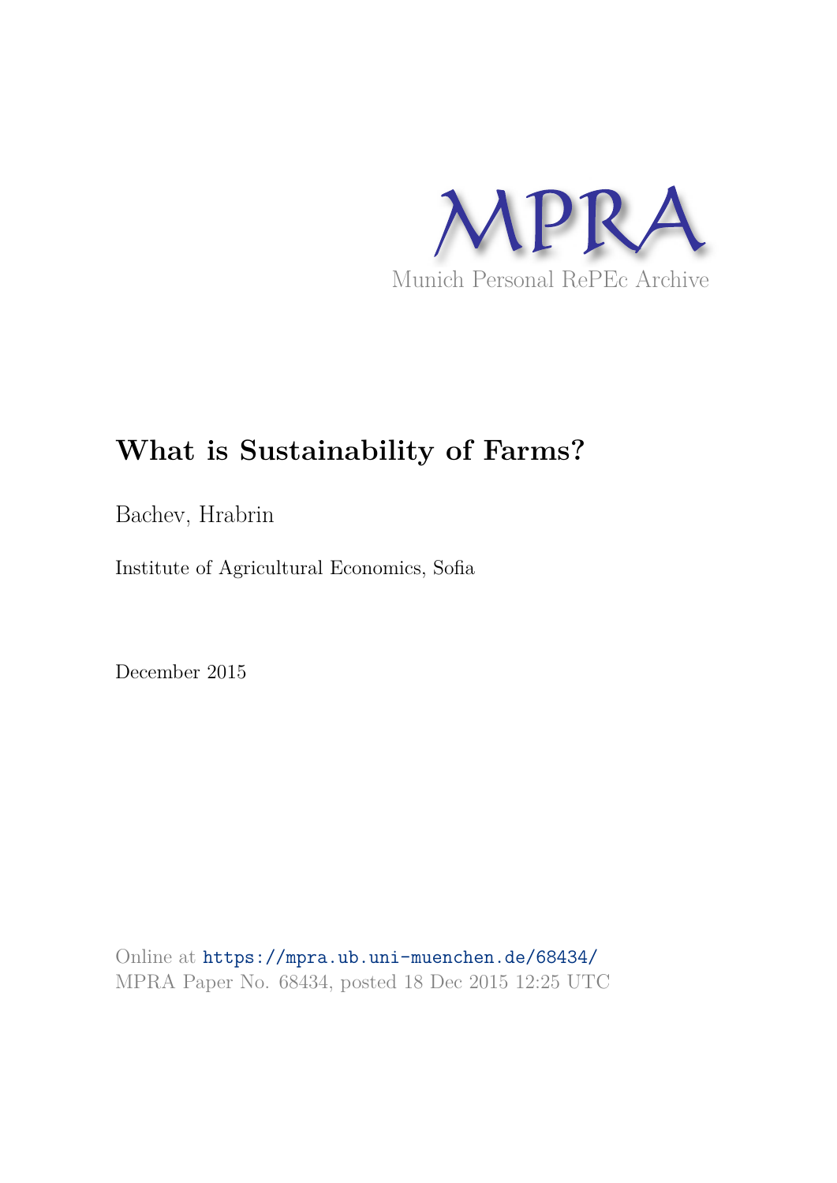MPRA

Munich Personal RePEc Archive

# What is Sustainability of Farms?

Bachev, Hrabrin

Institute of Agricultural Economics, Sofia

December 2015

Online at https://mpra.ub.uni-muenchen.de/68434/
MPRA Paper No. 68434, posted 18 Dec 2015 12:25 UTC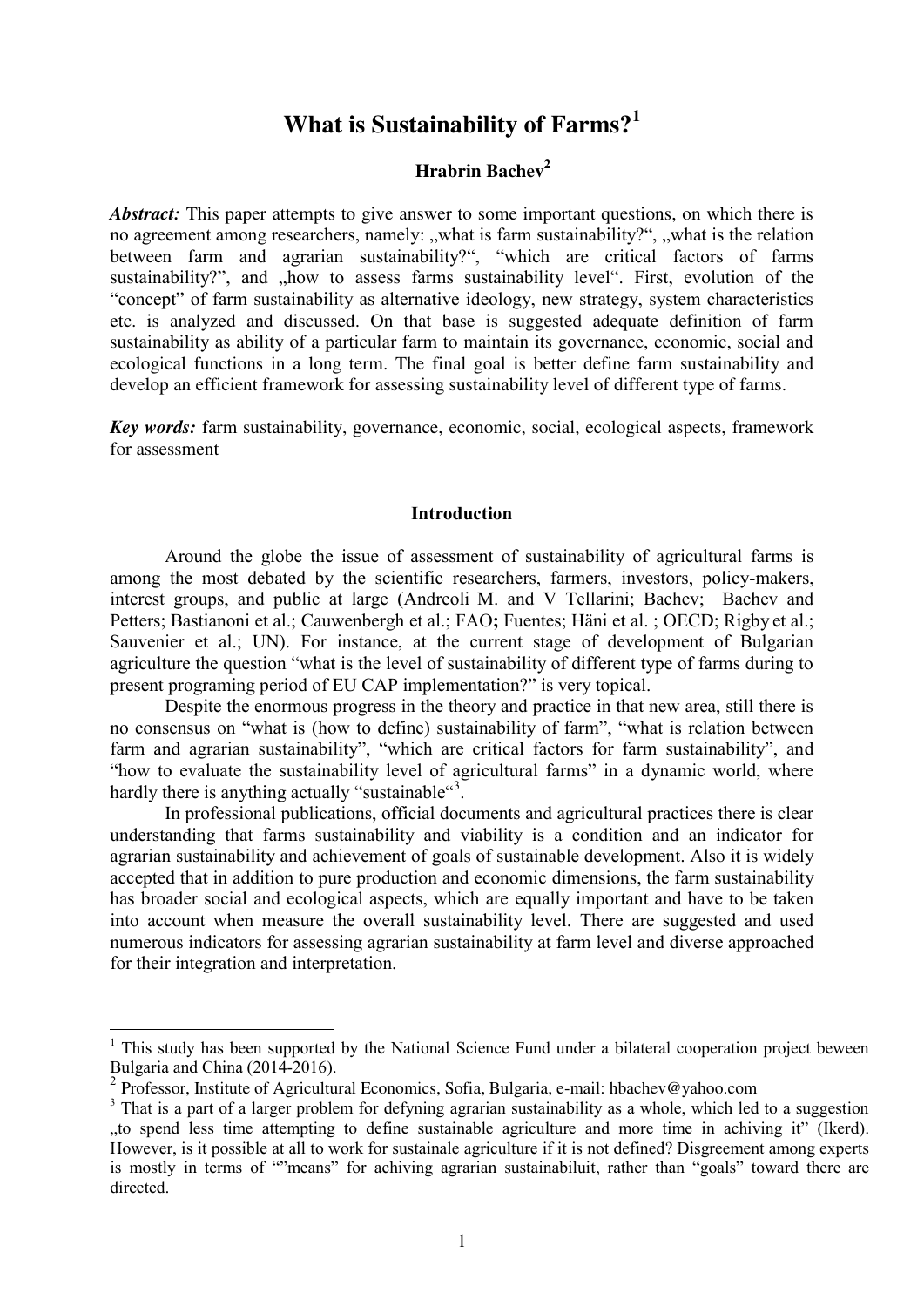# What is Sustainability of Farms?[1]

**Hrabrin Bachev**[2]

***Abstract:*** This paper attempts to give answer to some important questions, on which there is no agreement among researchers, namely: „what is farm sustainability?", „what is the relation between farm and agrarian sustainability?", "which are critical factors of farms sustainability?", and „how to assess farms sustainability level". First, evolution of the "concept" of farm sustainability as alternative ideology, new strategy, system characteristics etc. is analyzed and discussed. On that base is suggested adequate definition of farm sustainability as ability of a particular farm to maintain its governance, economic, social and ecological functions in a long term. The final goal is better define farm sustainability and develop an efficient framework for assessing sustainability level of different type of farms.

***Key words:*** farm sustainability, governance, economic, social, ecological aspects, framework for assessment

## Introduction

Around the globe the issue of assessment of sustainability of agricultural farms is among the most debated by the scientific researchers, farmers, investors, policy-makers, interest groups, and public at large (Andreoli M. and V Tellarini; Bachev; Bachev and Petters; Bastianoni et al.; Cauwenbergh et al.; FAO**;** Fuentes; Häni et al. ; OECD; Rigby et al.; Sauvenier et al.; UN). For instance, at the current stage of development of Bulgarian agriculture the question "what is the level of sustainability of different type of farms during to present programing period of EU CAP implementation?" is very topical.

Despite the enormous progress in the theory and practice in that new area, still there is no consensus on "what is (how to define) sustainability of farm", "what is relation between farm and agrarian sustainability", "which are critical factors for farm sustainability", and "how to evaluate the sustainability level of agricultural farms" in a dynamic world, where hardly there is anything actually "sustainable"[3].

In professional publications, official documents and agricultural practices there is clear understanding that farms sustainability and viability is a condition and an indicator for agrarian sustainability and achievement of goals of sustainable development. Also it is widely accepted that in addition to pure production and economic dimensions, the farm sustainability has broader social and ecological aspects, which are equally important and have to be taken into account when measure the overall sustainability level. There are suggested and used numerous indicators for assessing agrarian sustainability at farm level and diverse approached for their integration and interpretation.

---

[1] This study has been supported by the National Science Fund under a bilateral cooperation project beween Bulgaria and China (2014-2016).

[2] Professor, Institute of Agricultural Economics, Sofia, Bulgaria, e-mail: hbachev@yahoo.com

[3] That is a part of a larger problem for defyning agrarian sustainability as a whole, which led to a suggestion „to spend less time attempting to define sustainable agriculture and more time in achiving it" (Ikerd). However, is it possible at all to work for sustainale agriculture if it is not defined? Disgreement among experts is mostly in terms of ""means" for achiving agrarian sustainabiluit, rather than "goals" toward there are directed.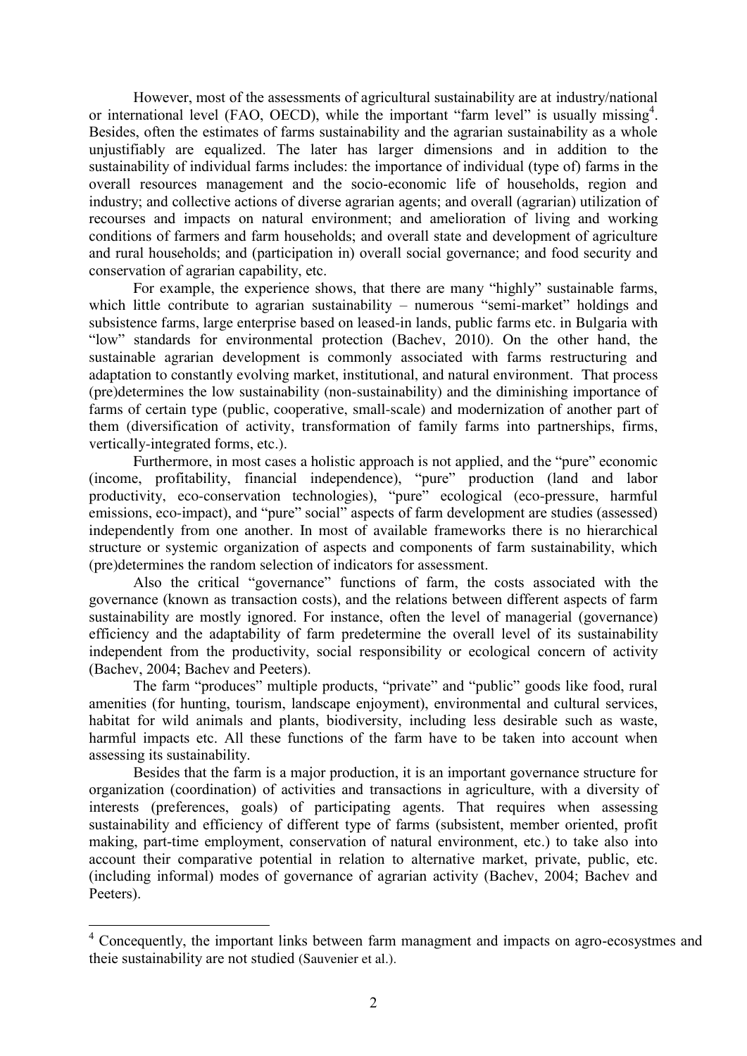However, most of the assessments of agricultural sustainability are at industry/national or international level (FAO, OECD), while the important "farm level" is usually missing[4]. Besides, often the estimates of farms sustainability and the agrarian sustainability as a whole unjustifiably are equalized. The later has larger dimensions and in addition to the sustainability of individual farms includes: the importance of individual (type of) farms in the overall resources management and the socio-economic life of households, region and industry; and collective actions of diverse agrarian agents; and overall (agrarian) utilization of recourses and impacts on natural environment; and amelioration of living and working conditions of farmers and farm households; and overall state and development of agriculture and rural households; and (participation in) overall social governance; and food security and conservation of agrarian capability, etc.

For example, the experience shows, that there are many "highly" sustainable farms, which little contribute to agrarian sustainability – numerous "semi-market" holdings and subsistence farms, large enterprise based on leased-in lands, public farms etc. in Bulgaria with "low" standards for environmental protection (Bachev, 2010). On the other hand, the sustainable agrarian development is commonly associated with farms restructuring and adaptation to constantly evolving market, institutional, and natural environment. That process (pre)determines the low sustainability (non-sustainability) and the diminishing importance of farms of certain type (public, cooperative, small-scale) and modernization of another part of them (diversification of activity, transformation of family farms into partnerships, firms, vertically-integrated forms, etc.).

Furthermore, in most cases a holistic approach is not applied, and the "pure" economic (income, profitability, financial independence), "pure" production (land and labor productivity, eco-conservation technologies), "pure" ecological (eco-pressure, harmful emissions, eco-impact), and "pure" social" aspects of farm development are studies (assessed) independently from one another. In most of available frameworks there is no hierarchical structure or systemic organization of aspects and components of farm sustainability, which (pre)determines the random selection of indicators for assessment.

Also the critical "governance" functions of farm, the costs associated with the governance (known as transaction costs), and the relations between different aspects of farm sustainability are mostly ignored. For instance, often the level of managerial (governance) efficiency and the adaptability of farm predetermine the overall level of its sustainability independent from the productivity, social responsibility or ecological concern of activity (Bachev, 2004; Bachev and Peeters).

The farm "produces" multiple products, "private" and "public" goods like food, rural amenities (for hunting, tourism, landscape enjoyment), environmental and cultural services, habitat for wild animals and plants, biodiversity, including less desirable such as waste, harmful impacts etc. All these functions of the farm have to be taken into account when assessing its sustainability.

Besides that the farm is a major production, it is an important governance structure for organization (coordination) of activities and transactions in agriculture, with a diversity of interests (preferences, goals) of participating agents. That requires when assessing sustainability and efficiency of different type of farms (subsistent, member oriented, profit making, part-time employment, conservation of natural environment, etc.) to take also into account their comparative potential in relation to alternative market, private, public, etc. (including informal) modes of governance of agrarian activity (Bachev, 2004; Bachev and Peeters).

---

[4] Concequently, the important links between farm managment and impacts on agro-ecosystmes and theie sustainability are not studied (Sauvenier et al.).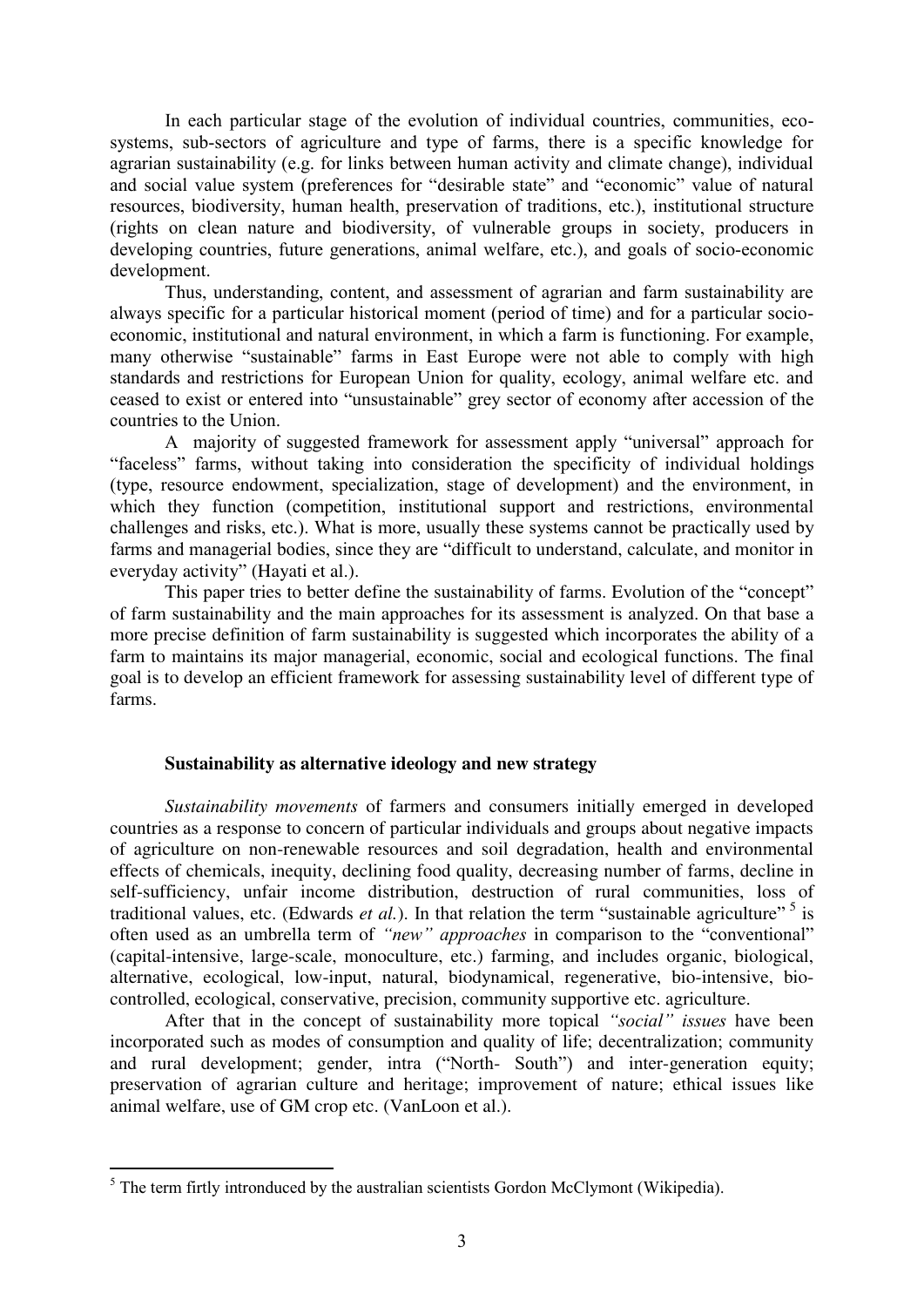In each particular stage of the evolution of individual countries, communities, eco-systems, sub-sectors of agriculture and type of farms, there is a specific knowledge for agrarian sustainability (e.g. for links between human activity and climate change), individual and social value system (preferences for "desirable state" and "economic" value of natural resources, biodiversity, human health, preservation of traditions, etc.), institutional structure (rights on clean nature and biodiversity, of vulnerable groups in society, producers in developing countries, future generations, animal welfare, etc.), and goals of socio-economic development.

Thus, understanding, content, and assessment of agrarian and farm sustainability are always specific for a particular historical moment (period of time) and for a particular socio-economic, institutional and natural environment, in which a farm is functioning. For example, many otherwise "sustainable" farms in East Europe were not able to comply with high standards and restrictions for European Union for quality, ecology, animal welfare etc. and ceased to exist or entered into "unsustainable" grey sector of economy after accession of the countries to the Union.

A majority of suggested framework for assessment apply "universal" approach for "faceless" farms, without taking into consideration the specificity of individual holdings (type, resource endowment, specialization, stage of development) and the environment, in which they function (competition, institutional support and restrictions, environmental challenges and risks, etc.). What is more, usually these systems cannot be practically used by farms and managerial bodies, since they are "difficult to understand, calculate, and monitor in everyday activity" (Hayati et al.).

This paper tries to better define the sustainability of farms. Evolution of the "concept" of farm sustainability and the main approaches for its assessment is analyzed. On that base a more precise definition of farm sustainability is suggested which incorporates the ability of a farm to maintains its major managerial, economic, social and ecological functions. The final goal is to develop an efficient framework for assessing sustainability level of different type of farms.

### Sustainability as alternative ideology and new strategy

*Sustainability movements* of farmers and consumers initially emerged in developed countries as a response to concern of particular individuals and groups about negative impacts of agriculture on non-renewable resources and soil degradation, health and environmental effects of chemicals, inequity, declining food quality, decreasing number of farms, decline in self-sufficiency, unfair income distribution, destruction of rural communities, loss of traditional values, etc. (Edwards *et al.*). In that relation the term "sustainable agriculture" [5] is often used as an umbrella term of *"new" approaches* in comparison to the "conventional" (capital-intensive, large-scale, monoculture, etc.) farming, and includes organic, biological, alternative, ecological, low-input, natural, biodynamical, regenerative, bio-intensive, bio-controlled, ecological, conservative, precision, community supportive etc. agriculture.

After that in the concept of sustainability more topical *"social" issues* have been incorporated such as modes of consumption and quality of life; decentralization; community and rural development; gender, intra ("North- South") and inter-generation equity; preservation of agrarian culture and heritage; improvement of nature; ethical issues like animal welfare, use of GM crop etc. (VanLoon et al.).

---

[5] The term firtly intronduced by the australian scientists Gordon McClymont (Wikipedia).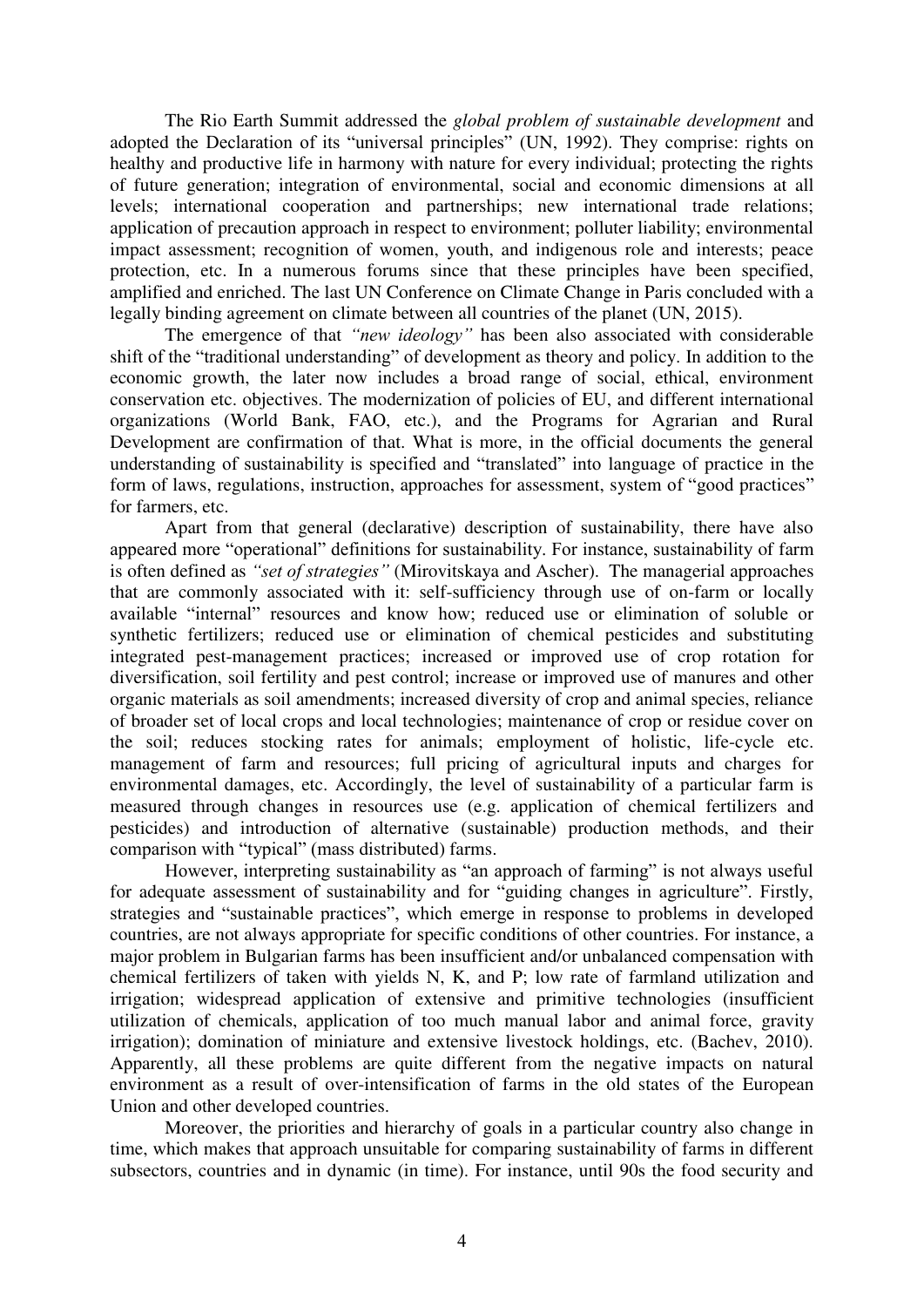The Rio Earth Summit addressed the *global problem of sustainable development* and adopted the Declaration of its "universal principles" (UN, 1992). They comprise: rights on healthy and productive life in harmony with nature for every individual; protecting the rights of future generation; integration of environmental, social and economic dimensions at all levels; international cooperation and partnerships; new international trade relations; application of precaution approach in respect to environment; polluter liability; environmental impact assessment; recognition of women, youth, and indigenous role and interests; peace protection, etc. In a numerous forums since that these principles have been specified, amplified and enriched. The last UN Conference on Climate Change in Paris concluded with a legally binding agreement on climate between all countries of the planet (UN, 2015).

The emergence of that *"new ideology"* has been also associated with considerable shift of the "traditional understanding" of development as theory and policy. In addition to the economic growth, the later now includes a broad range of social, ethical, environment conservation etc. objectives. The modernization of policies of EU, and different international organizations (World Bank, FAO, etc.), and the Programs for Agrarian and Rural Development are confirmation of that. What is more, in the official documents the general understanding of sustainability is specified and "translated" into language of practice in the form of laws, regulations, instruction, approaches for assessment, system of "good practices" for farmers, etc.

Apart from that general (declarative) description of sustainability, there have also appeared more "operational" definitions for sustainability. For instance, sustainability of farm is often defined as *"set of strategies"* (Mirovitskaya and Ascher). The managerial approaches that are commonly associated with it: self-sufficiency through use of on-farm or locally available "internal" resources and know how; reduced use or elimination of soluble or synthetic fertilizers; reduced use or elimination of chemical pesticides and substituting integrated pest-management practices; increased or improved use of crop rotation for diversification, soil fertility and pest control; increase or improved use of manures and other organic materials as soil amendments; increased diversity of crop and animal species, reliance of broader set of local crops and local technologies; maintenance of crop or residue cover on the soil; reduces stocking rates for animals; employment of holistic, life-cycle etc. management of farm and resources; full pricing of agricultural inputs and charges for environmental damages, etc. Accordingly, the level of sustainability of a particular farm is measured through changes in resources use (e.g. application of chemical fertilizers and pesticides) and introduction of alternative (sustainable) production methods, and their comparison with "typical" (mass distributed) farms.

However, interpreting sustainability as "an approach of farming" is not always useful for adequate assessment of sustainability and for "guiding changes in agriculture". Firstly, strategies and "sustainable practices", which emerge in response to problems in developed countries, are not always appropriate for specific conditions of other countries. For instance, a major problem in Bulgarian farms has been insufficient and/or unbalanced compensation with chemical fertilizers of taken with yields N, K, and P; low rate of farmland utilization and irrigation; widespread application of extensive and primitive technologies (insufficient utilization of chemicals, application of too much manual labor and animal force, gravity irrigation); domination of miniature and extensive livestock holdings, etc. (Bachev, 2010). Apparently, all these problems are quite different from the negative impacts on natural environment as a result of over-intensification of farms in the old states of the European Union and other developed countries.

Moreover, the priorities and hierarchy of goals in a particular country also change in time, which makes that approach unsuitable for comparing sustainability of farms in different subsectors, countries and in dynamic (in time). For instance, until 90s the food security and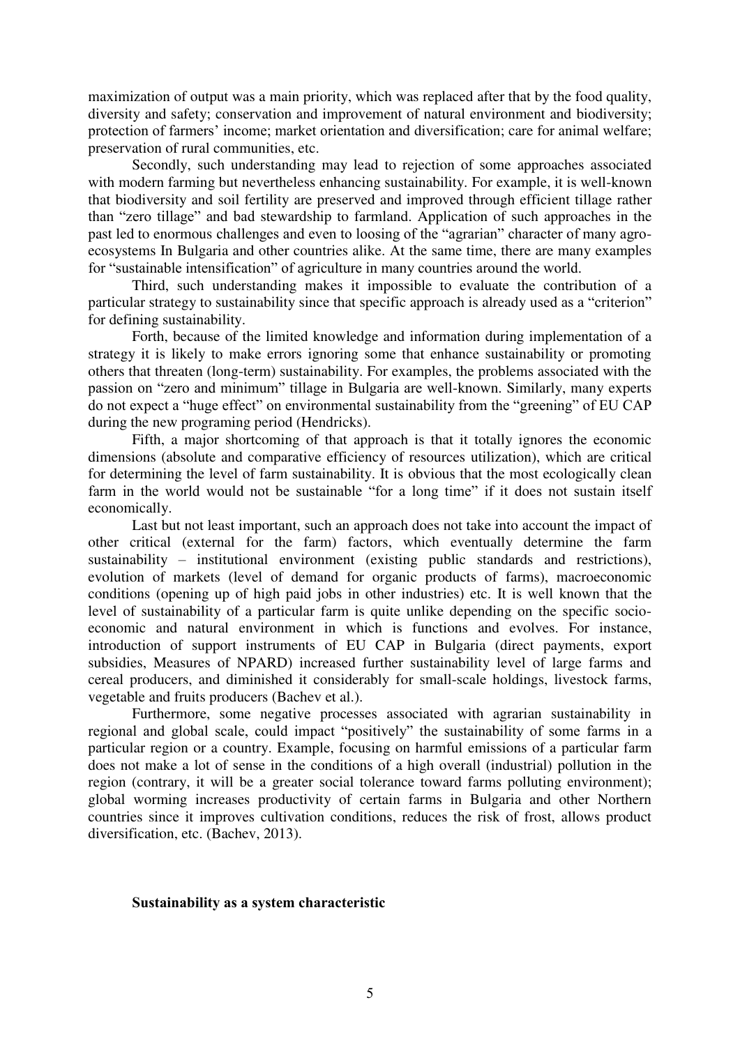maximization of output was a main priority, which was replaced after that by the food quality, diversity and safety; conservation and improvement of natural environment and biodiversity; protection of farmers' income; market orientation and diversification; care for animal welfare; preservation of rural communities, etc.

Secondly, such understanding may lead to rejection of some approaches associated with modern farming but nevertheless enhancing sustainability. For example, it is well-known that biodiversity and soil fertility are preserved and improved through efficient tillage rather than "zero tillage" and bad stewardship to farmland. Application of such approaches in the past led to enormous challenges and even to loosing of the "agrarian" character of many agro-ecosystems In Bulgaria and other countries alike. At the same time, there are many examples for "sustainable intensification" of agriculture in many countries around the world.

Third, such understanding makes it impossible to evaluate the contribution of a particular strategy to sustainability since that specific approach is already used as a "criterion" for defining sustainability.

Forth, because of the limited knowledge and information during implementation of a strategy it is likely to make errors ignoring some that enhance sustainability or promoting others that threaten (long-term) sustainability. For examples, the problems associated with the passion on "zero and minimum" tillage in Bulgaria are well-known. Similarly, many experts do not expect a "huge effect" on environmental sustainability from the "greening" of EU CAP during the new programing period (Hendricks).

Fifth, a major shortcoming of that approach is that it totally ignores the economic dimensions (absolute and comparative efficiency of resources utilization), which are critical for determining the level of farm sustainability. It is obvious that the most ecologically clean farm in the world would not be sustainable "for a long time" if it does not sustain itself economically.

Last but not least important, such an approach does not take into account the impact of other critical (external for the farm) factors, which eventually determine the farm sustainability – institutional environment (existing public standards and restrictions), evolution of markets (level of demand for organic products of farms), macroeconomic conditions (opening up of high paid jobs in other industries) etc. It is well known that the level of sustainability of a particular farm is quite unlike depending on the specific socio-economic and natural environment in which is functions and evolves. For instance, introduction of support instruments of EU CAP in Bulgaria (direct payments, export subsidies, Measures of NPARD) increased further sustainability level of large farms and cereal producers, and diminished it considerably for small-scale holdings, livestock farms, vegetable and fruits producers (Bachev et al.).

Furthermore, some negative processes associated with agrarian sustainability in regional and global scale, could impact "positively" the sustainability of some farms in a particular region or a country. Example, focusing on harmful emissions of a particular farm does not make a lot of sense in the conditions of a high overall (industrial) pollution in the region (contrary, it will be a greater social tolerance toward farms polluting environment); global worming increases productivity of certain farms in Bulgaria and other Northern countries since it improves cultivation conditions, reduces the risk of frost, allows product diversification, etc. (Bachev, 2013).

## Sustainability as a system characteristic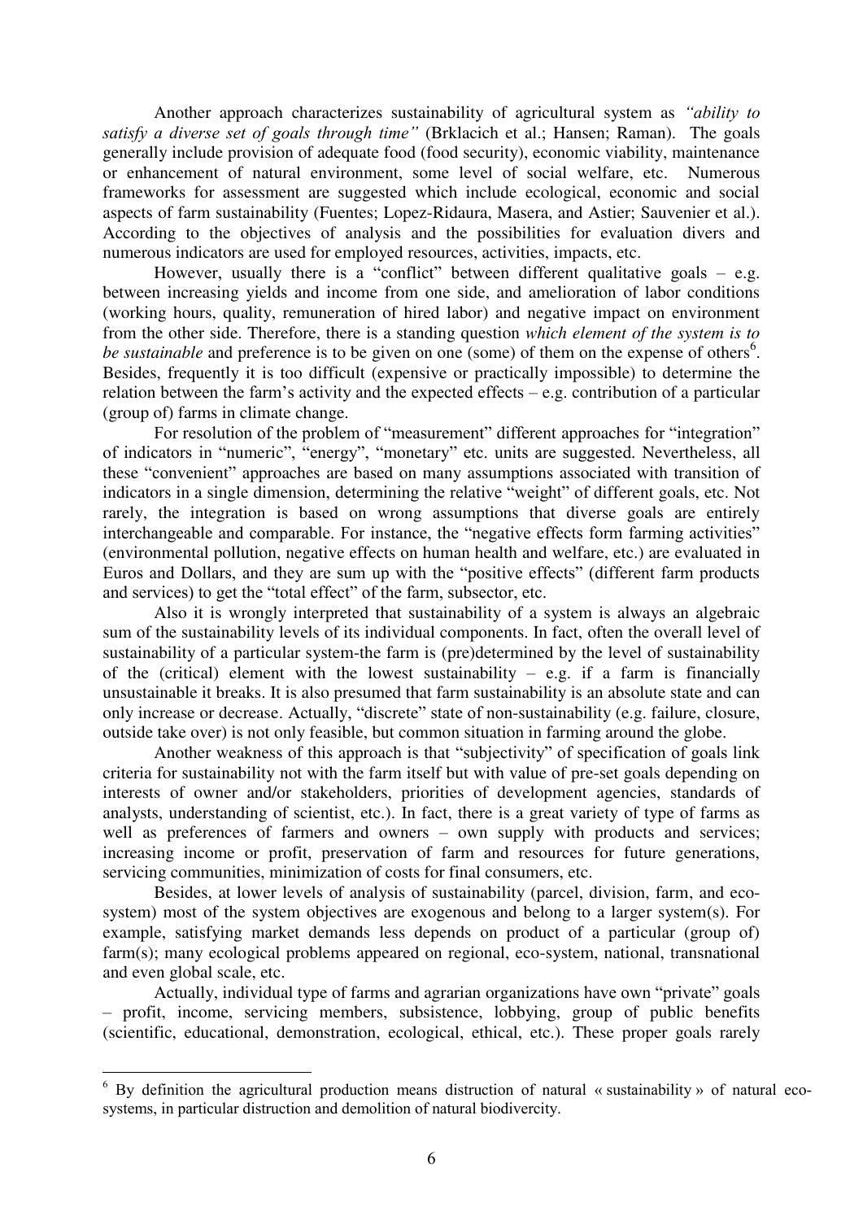Another approach characterizes sustainability of agricultural system as *"ability to satisfy a diverse set of goals through time"* (Brklacich et al.; Hansen; Raman). The goals generally include provision of adequate food (food security), economic viability, maintenance or enhancement of natural environment, some level of social welfare, etc. Numerous frameworks for assessment are suggested which include ecological, economic and social aspects of farm sustainability (Fuentes; Lopez-Ridaura, Masera, and Astier; Sauvenier et al.). According to the objectives of analysis and the possibilities for evaluation divers and numerous indicators are used for employed resources, activities, impacts, etc.

However, usually there is a "conflict" between different qualitative goals – e.g. between increasing yields and income from one side, and amelioration of labor conditions (working hours, quality, remuneration of hired labor) and negative impact on environment from the other side. Therefore, there is a standing question *which element of the system is to be sustainable* and preference is to be given on one (some) of them on the expense of others[6]. Besides, frequently it is too difficult (expensive or practically impossible) to determine the relation between the farm's activity and the expected effects – e.g. contribution of a particular (group of) farms in climate change.

For resolution of the problem of "measurement" different approaches for "integration" of indicators in "numeric", "energy", "monetary" etc. units are suggested. Nevertheless, all these "convenient" approaches are based on many assumptions associated with transition of indicators in a single dimension, determining the relative "weight" of different goals, etc. Not rarely, the integration is based on wrong assumptions that diverse goals are entirely interchangeable and comparable. For instance, the "negative effects form farming activities" (environmental pollution, negative effects on human health and welfare, etc.) are evaluated in Euros and Dollars, and they are sum up with the "positive effects" (different farm products and services) to get the "total effect" of the farm, subsector, etc.

Also it is wrongly interpreted that sustainability of a system is always an algebraic sum of the sustainability levels of its individual components. In fact, often the overall level of sustainability of a particular system-the farm is (pre)determined by the level of sustainability of the (critical) element with the lowest sustainability – e.g. if a farm is financially unsustainable it breaks. It is also presumed that farm sustainability is an absolute state and can only increase or decrease. Actually, "discrete" state of non-sustainability (e.g. failure, closure, outside take over) is not only feasible, but common situation in farming around the globe.

Another weakness of this approach is that "subjectivity" of specification of goals link criteria for sustainability not with the farm itself but with value of pre-set goals depending on interests of owner and/or stakeholders, priorities of development agencies, standards of analysts, understanding of scientist, etc.). In fact, there is a great variety of type of farms as well as preferences of farmers and owners – own supply with products and services; increasing income or profit, preservation of farm and resources for future generations, servicing communities, minimization of costs for final consumers, etc.

Besides, at lower levels of analysis of sustainability (parcel, division, farm, and eco-system) most of the system objectives are exogenous and belong to a larger system(s). For example, satisfying market demands less depends on product of a particular (group of) farm(s); many ecological problems appeared on regional, eco-system, national, transnational and even global scale, etc.

Actually, individual type of farms and agrarian organizations have own "private" goals – profit, income, servicing members, subsistence, lobbying, group of public benefits (scientific, educational, demonstration, ecological, ethical, etc.). These proper goals rarely

---

[6] By definition the agricultural production means distruction of natural « sustainability » of natural eco-systems, in particular distruction and demolition of natural biodivercity.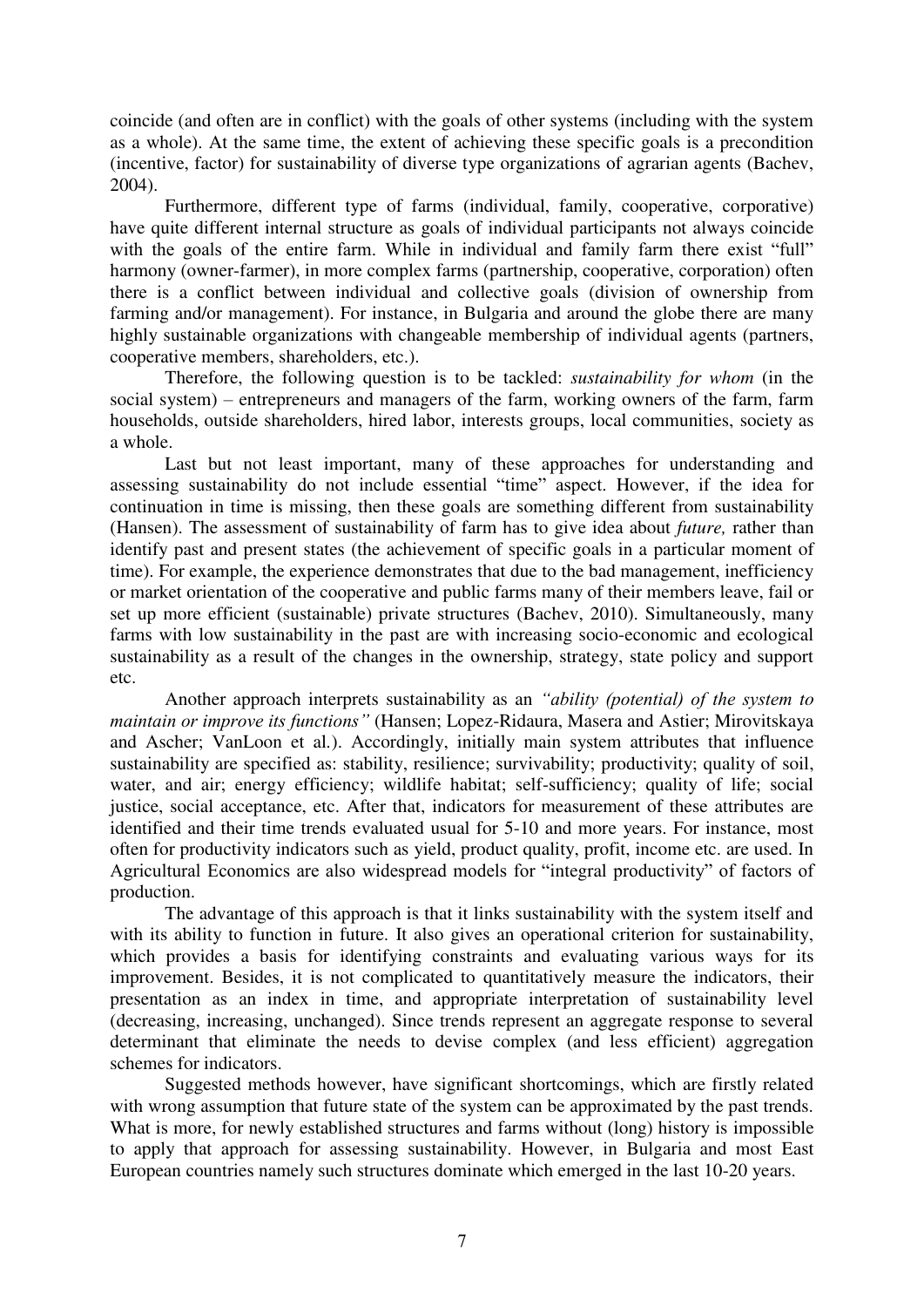coincide (and often are in conflict) with the goals of other systems (including with the system as a whole). At the same time, the extent of achieving these specific goals is a precondition (incentive, factor) for sustainability of diverse type organizations of agrarian agents (Bachev, 2004).

Furthermore, different type of farms (individual, family, cooperative, corporative) have quite different internal structure as goals of individual participants not always coincide with the goals of the entire farm. While in individual and family farm there exist "full" harmony (owner-farmer), in more complex farms (partnership, cooperative, corporation) often there is a conflict between individual and collective goals (division of ownership from farming and/or management). For instance, in Bulgaria and around the globe there are many highly sustainable organizations with changeable membership of individual agents (partners, cooperative members, shareholders, etc.).

Therefore, the following question is to be tackled: *sustainability for whom* (in the social system) – entrepreneurs and managers of the farm, working owners of the farm, farm households, outside shareholders, hired labor, interests groups, local communities, society as a whole.

Last but not least important, many of these approaches for understanding and assessing sustainability do not include essential "time" aspect. However, if the idea for continuation in time is missing, then these goals are something different from sustainability (Hansen). The assessment of sustainability of farm has to give idea about *future,* rather than identify past and present states (the achievement of specific goals in a particular moment of time). For example, the experience demonstrates that due to the bad management, inefficiency or market orientation of the cooperative and public farms many of their members leave, fail or set up more efficient (sustainable) private structures (Bachev, 2010). Simultaneously, many farms with low sustainability in the past are with increasing socio-economic and ecological sustainability as a result of the changes in the ownership, strategy, state policy and support etc.

Another approach interprets sustainability as an *"ability (potential) of the system to maintain or improve its functions"* (Hansen; Lopez-Ridaura, Masera and Astier; Mirovitskaya and Ascher; VanLoon et al.). Accordingly, initially main system attributes that influence sustainability are specified as: stability, resilience; survivability; productivity; quality of soil, water, and air; energy efficiency; wildlife habitat; self-sufficiency; quality of life; social justice, social acceptance, etc. After that, indicators for measurement of these attributes are identified and their time trends evaluated usual for 5-10 and more years. For instance, most often for productivity indicators such as yield, product quality, profit, income etc. are used. In Agricultural Economics are also widespread models for "integral productivity" of factors of production.

The advantage of this approach is that it links sustainability with the system itself and with its ability to function in future. It also gives an operational criterion for sustainability, which provides a basis for identifying constraints and evaluating various ways for its improvement. Besides, it is not complicated to quantitatively measure the indicators, their presentation as an index in time, and appropriate interpretation of sustainability level (decreasing, increasing, unchanged). Since trends represent an aggregate response to several determinant that eliminate the needs to devise complex (and less efficient) aggregation schemes for indicators.

Suggested methods however, have significant shortcomings, which are firstly related with wrong assumption that future state of the system can be approximated by the past trends. What is more, for newly established structures and farms without (long) history is impossible to apply that approach for assessing sustainability. However, in Bulgaria and most East European countries namely such structures dominate which emerged in the last 10-20 years.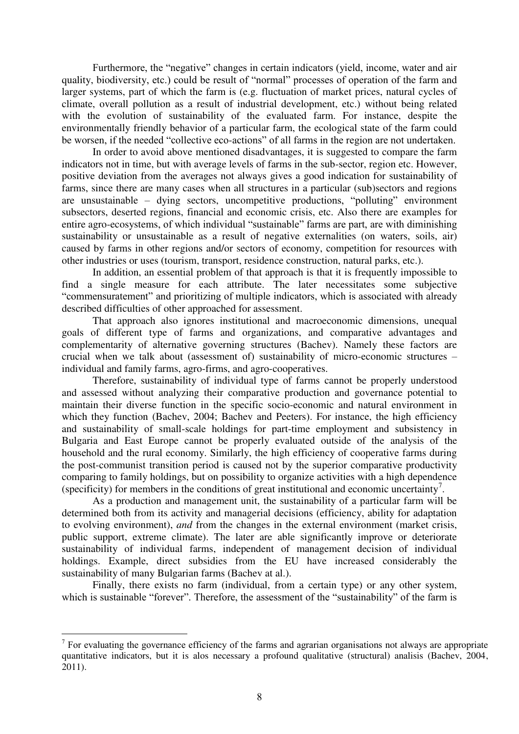Furthermore, the "negative" changes in certain indicators (yield, income, water and air quality, biodiversity, etc.) could be result of "normal" processes of operation of the farm and larger systems, part of which the farm is (e.g. fluctuation of market prices, natural cycles of climate, overall pollution as a result of industrial development, etc.) without being related with the evolution of sustainability of the evaluated farm. For instance, despite the environmentally friendly behavior of a particular farm, the ecological state of the farm could be worsen, if the needed "collective eco-actions" of all farms in the region are not undertaken.

In order to avoid above mentioned disadvantages, it is suggested to compare the farm indicators not in time, but with average levels of farms in the sub-sector, region etc. However, positive deviation from the averages not always gives a good indication for sustainability of farms, since there are many cases when all structures in a particular (sub)sectors and regions are unsustainable – dying sectors, uncompetitive productions, "polluting" environment subsectors, deserted regions, financial and economic crisis, etc. Also there are examples for entire agro-ecosystems, of which individual "sustainable" farms are part, are with diminishing sustainability or unsustainable as a result of negative externalities (on waters, soils, air) caused by farms in other regions and/or sectors of economy, competition for resources with other industries or uses (tourism, transport, residence construction, natural parks, etc.).

In addition, an essential problem of that approach is that it is frequently impossible to find a single measure for each attribute. The later necessitates some subjective "commensuratement" and prioritizing of multiple indicators, which is associated with already described difficulties of other approached for assessment.

That approach also ignores institutional and macroeconomic dimensions, unequal goals of different type of farms and organizations, and comparative advantages and complementarity of alternative governing structures (Bachev). Namely these factors are crucial when we talk about (assessment of) sustainability of micro-economic structures – individual and family farms, agro-firms, and agro-cooperatives.

Therefore, sustainability of individual type of farms cannot be properly understood and assessed without analyzing their comparative production and governance potential to maintain their diverse function in the specific socio-economic and natural environment in which they function (Bachev, 2004; Bachev and Peeters). For instance, the high efficiency and sustainability of small-scale holdings for part-time employment and subsistency in Bulgaria and East Europe cannot be properly evaluated outside of the analysis of the household and the rural economy. Similarly, the high efficiency of cooperative farms during the post-communist transition period is caused not by the superior comparative productivity comparing to family holdings, but on possibility to organize activities with a high dependence (specificity) for members in the conditions of great institutional and economic uncertainty[7].

As a production and management unit, the sustainability of a particular farm will be determined both from its activity and managerial decisions (efficiency, ability for adaptation to evolving environment), *and* from the changes in the external environment (market crisis, public support, extreme climate). The later are able significantly improve or deteriorate sustainability of individual farms, independent of management decision of individual holdings. Example, direct subsidies from the EU have increased considerably the sustainability of many Bulgarian farms (Bachev at al.).

Finally, there exists no farm (individual, from a certain type) or any other system, which is sustainable "forever". Therefore, the assessment of the "sustainability" of the farm is

---

[7] For evaluating the governance efficiency of the farms and agrarian organisations not always are appropriate quantitative indicators, but it is alos necessary a profound qualitative (structural) analisis (Bachev, 2004, 2011).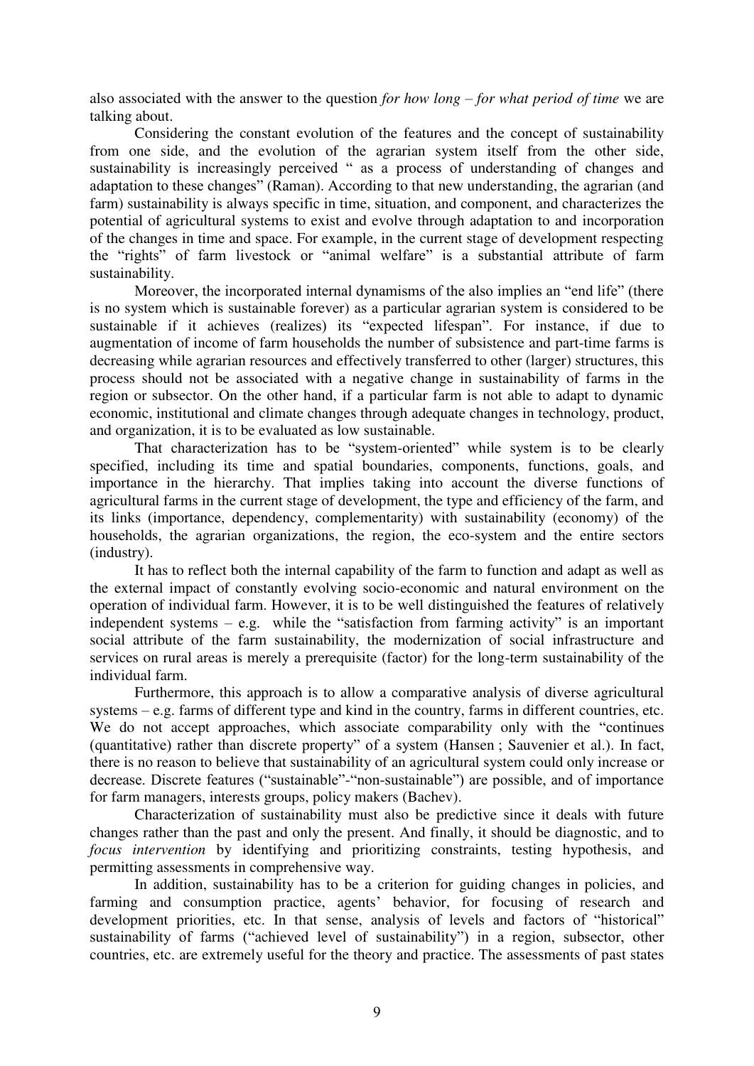also associated with the answer to the question *for how long – for what period of time* we are talking about.

Considering the constant evolution of the features and the concept of sustainability from one side, and the evolution of the agrarian system itself from the other side, sustainability is increasingly perceived " as a process of understanding of changes and adaptation to these changes" (Raman). According to that new understanding, the agrarian (and farm) sustainability is always specific in time, situation, and component, and characterizes the potential of agricultural systems to exist and evolve through adaptation to and incorporation of the changes in time and space. For example, in the current stage of development respecting the "rights" of farm livestock or "animal welfare" is a substantial attribute of farm sustainability.

Moreover, the incorporated internal dynamisms of the also implies an "end life" (there is no system which is sustainable forever) as a particular agrarian system is considered to be sustainable if it achieves (realizes) its "expected lifespan". For instance, if due to augmentation of income of farm households the number of subsistence and part-time farms is decreasing while agrarian resources and effectively transferred to other (larger) structures, this process should not be associated with a negative change in sustainability of farms in the region or subsector. On the other hand, if a particular farm is not able to adapt to dynamic economic, institutional and climate changes through adequate changes in technology, product, and organization, it is to be evaluated as low sustainable.

That characterization has to be "system-oriented" while system is to be clearly specified, including its time and spatial boundaries, components, functions, goals, and importance in the hierarchy. That implies taking into account the diverse functions of agricultural farms in the current stage of development, the type and efficiency of the farm, and its links (importance, dependency, complementarity) with sustainability (economy) of the households, the agrarian organizations, the region, the eco-system and the entire sectors (industry).

It has to reflect both the internal capability of the farm to function and adapt as well as the external impact of constantly evolving socio-economic and natural environment on the operation of individual farm. However, it is to be well distinguished the features of relatively independent systems – e.g. while the "satisfaction from farming activity" is an important social attribute of the farm sustainability, the modernization of social infrastructure and services on rural areas is merely a prerequisite (factor) for the long-term sustainability of the individual farm.

Furthermore, this approach is to allow a comparative analysis of diverse agricultural systems – e.g. farms of different type and kind in the country, farms in different countries, etc. We do not accept approaches, which associate comparability only with the "continues (quantitative) rather than discrete property" of a system (Hansen ; Sauvenier et al.). In fact, there is no reason to believe that sustainability of an agricultural system could only increase or decrease. Discrete features ("sustainable"-"non-sustainable") are possible, and of importance for farm managers, interests groups, policy makers (Bachev).

Characterization of sustainability must also be predictive since it deals with future changes rather than the past and only the present. And finally, it should be diagnostic, and to *focus intervention* by identifying and prioritizing constraints, testing hypothesis, and permitting assessments in comprehensive way.

In addition, sustainability has to be a criterion for guiding changes in policies, and farming and consumption practice, agents' behavior, for focusing of research and development priorities, etc. In that sense, analysis of levels and factors of "historical" sustainability of farms ("achieved level of sustainability") in a region, subsector, other countries, etc. are extremely useful for the theory and practice. The assessments of past states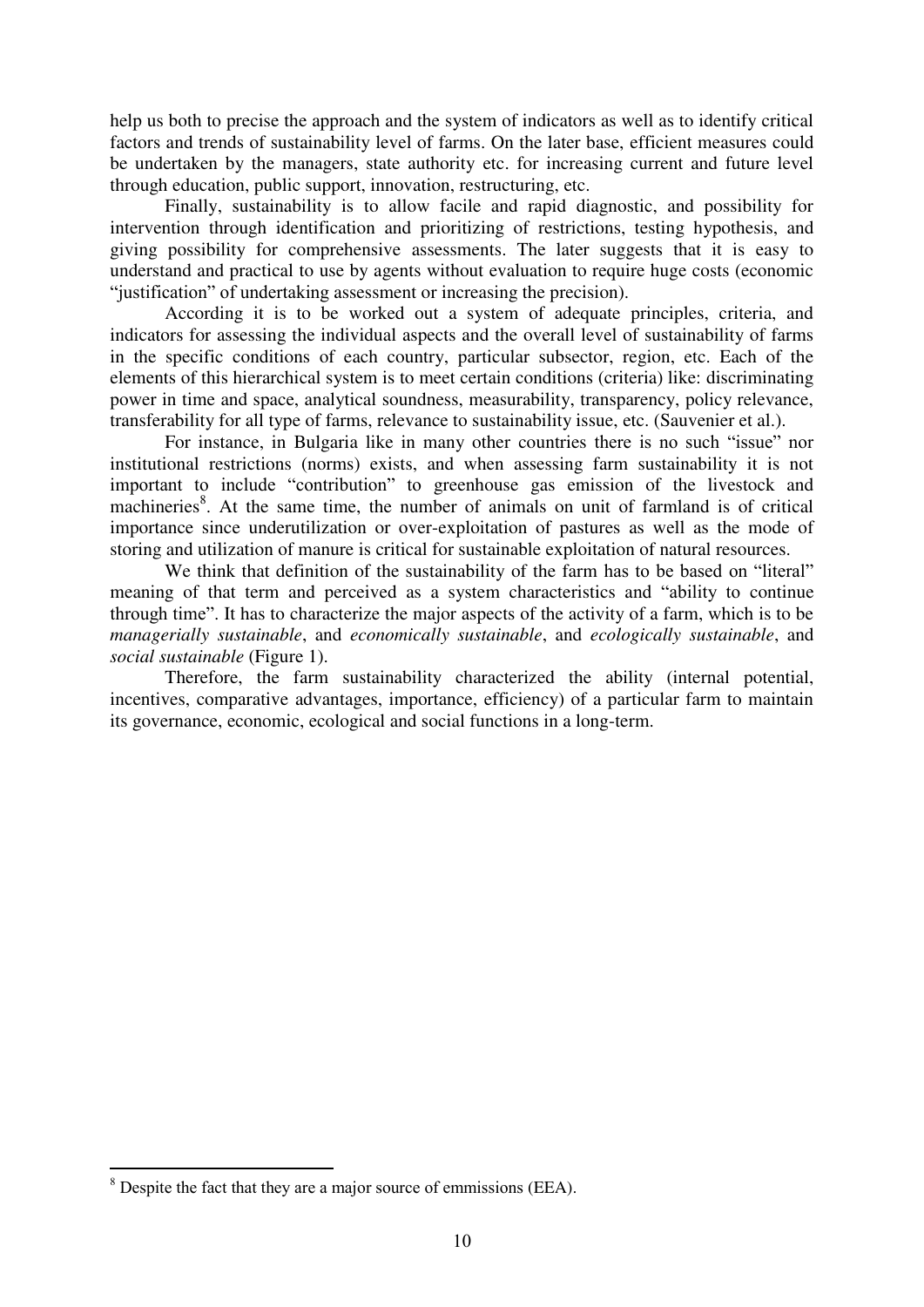help us both to precise the approach and the system of indicators as well as to identify critical factors and trends of sustainability level of farms. On the later base, efficient measures could be undertaken by the managers, state authority etc. for increasing current and future level through education, public support, innovation, restructuring, etc.

Finally, sustainability is to allow facile and rapid diagnostic, and possibility for intervention through identification and prioritizing of restrictions, testing hypothesis, and giving possibility for comprehensive assessments. The later suggests that it is easy to understand and practical to use by agents without evaluation to require huge costs (economic "justification" of undertaking assessment or increasing the precision).

According it is to be worked out a system of adequate principles, criteria, and indicators for assessing the individual aspects and the overall level of sustainability of farms in the specific conditions of each country, particular subsector, region, etc. Each of the elements of this hierarchical system is to meet certain conditions (criteria) like: discriminating power in time and space, analytical soundness, measurability, transparency, policy relevance, transferability for all type of farms, relevance to sustainability issue, etc. (Sauvenier et al.).

For instance, in Bulgaria like in many other countries there is no such "issue" nor institutional restrictions (norms) exists, and when assessing farm sustainability it is not important to include "contribution" to greenhouse gas emission of the livestock and machineries[8]. At the same time, the number of animals on unit of farmland is of critical importance since underutilization or over-exploitation of pastures as well as the mode of storing and utilization of manure is critical for sustainable exploitation of natural resources.

We think that definition of the sustainability of the farm has to be based on "literal" meaning of that term and perceived as a system characteristics and "ability to continue through time". It has to characterize the major aspects of the activity of a farm, which is to be *managerially sustainable*, and *economically sustainable*, and *ecologically sustainable*, and *social sustainable* (Figure 1).

Therefore, the farm sustainability characterized the ability (internal potential, incentives, comparative advantages, importance, efficiency) of a particular farm to maintain its governance, economic, ecological and social functions in a long-term.

[8] Despite the fact that they are a major source of emmissions (EEA).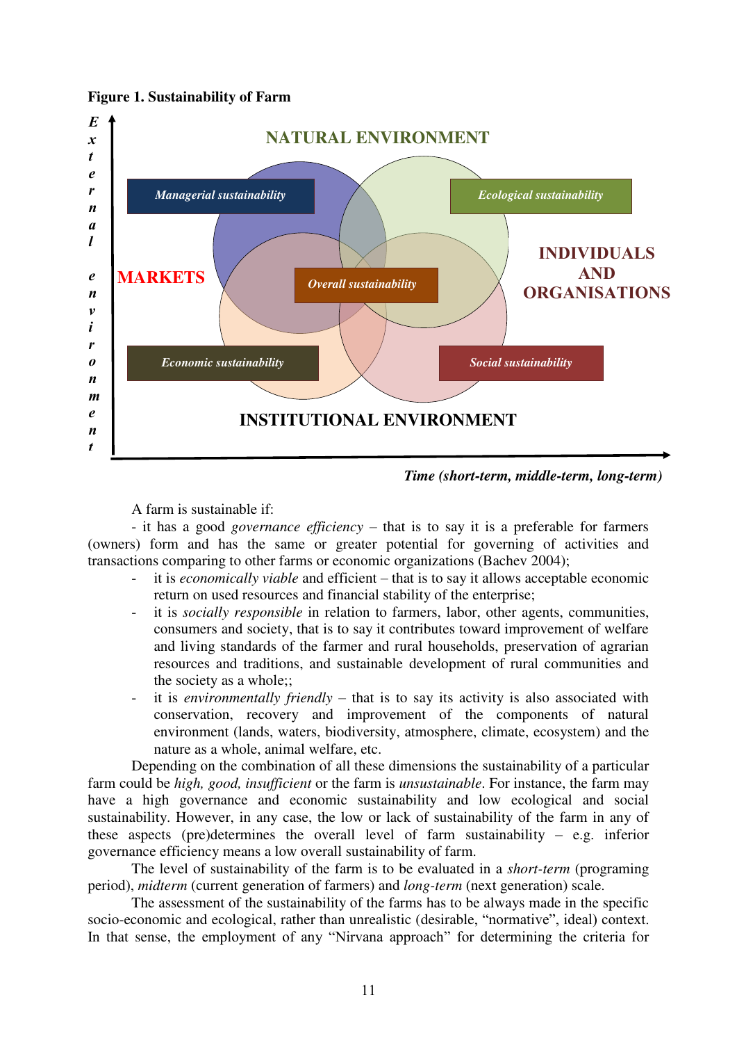**Figure 1. Sustainability of Farm**

External environment

NATURAL ENVIRONMENT

Managerial sustainability

Ecological sustainability

MARKETS

Overall sustainability

INDIVIDUALS AND ORGANISATIONS

Economic sustainability

Social sustainability

INSTITUTIONAL ENVIRONMENT

*Time (short-term, middle-term, long-term)*

A farm is sustainable if:

- it has a good *governance efficiency* – that is to say it is a preferable for farmers (owners) form and has the same or greater potential for governing of activities and transactions comparing to other farms or economic organizations (Bachev 2004);
- it is *economically viable* and efficient – that is to say it allows acceptable economic return on used resources and financial stability of the enterprise;
- it is *socially responsible* in relation to farmers, labor, other agents, communities, consumers and society, that is to say it contributes toward improvement of welfare and living standards of the farmer and rural households, preservation of agrarian resources and traditions, and sustainable development of rural communities and the society as a whole;;
- it is *environmentally friendly* – that is to say its activity is also associated with conservation, recovery and improvement of the components of natural environment (lands, waters, biodiversity, atmosphere, climate, ecosystem) and the nature as a whole, animal welfare, etc.

Depending on the combination of all these dimensions the sustainability of a particular farm could be *high, good, insufficient* or the farm is *unsustainable*. For instance, the farm may have a high governance and economic sustainability and low ecological and social sustainability. However, in any case, the low or lack of sustainability of the farm in any of these aspects (pre)determines the overall level of farm sustainability – e.g. inferior governance efficiency means a low overall sustainability of farm.

The level of sustainability of the farm is to be evaluated in a *short-term* (programing period), *midterm* (current generation of farmers) and *long-term* (next generation) scale.

The assessment of the sustainability of the farms has to be always made in the specific socio-economic and ecological, rather than unrealistic (desirable, "normative", ideal) context. In that sense, the employment of any "Nirvana approach" for determining the criteria for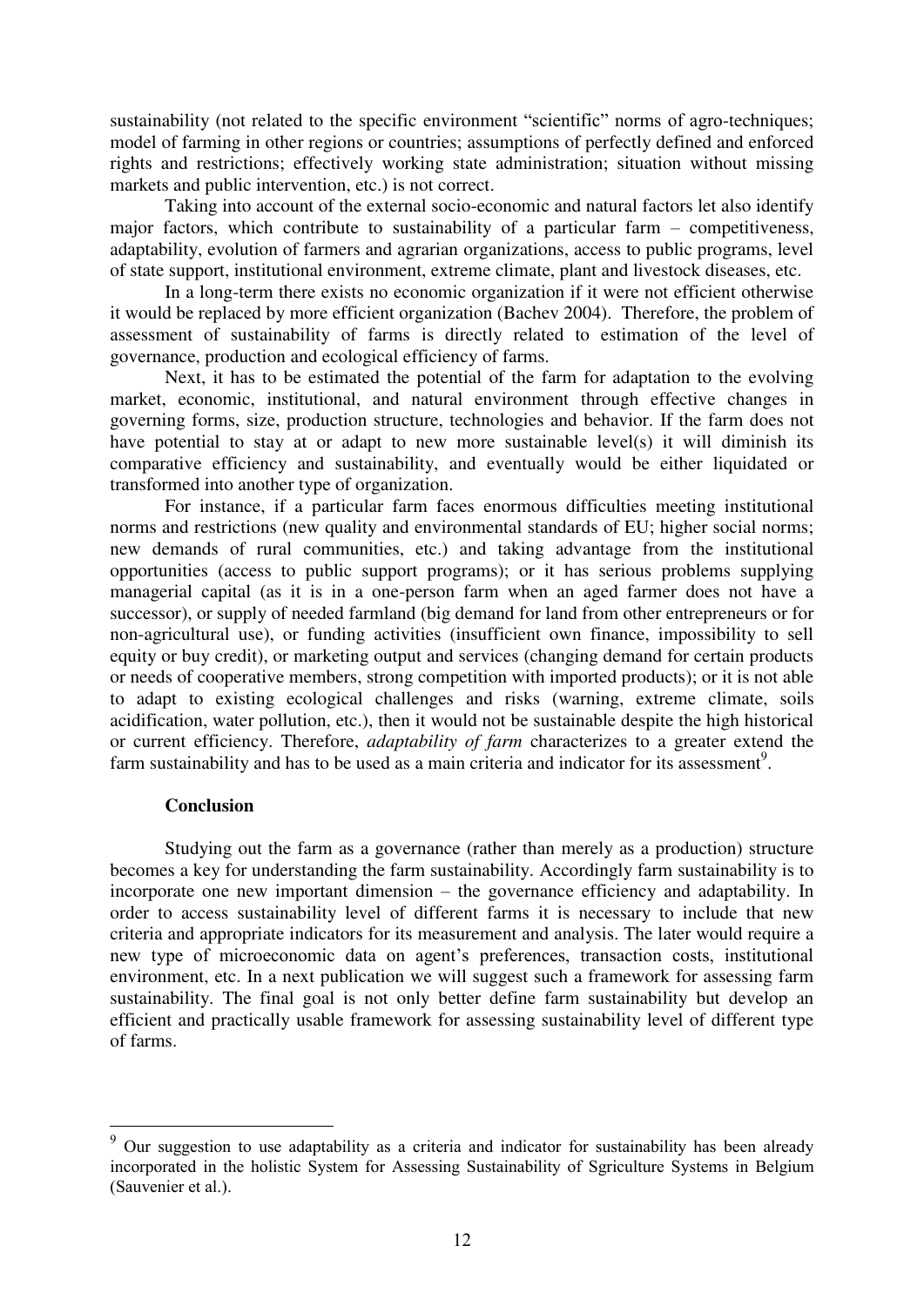sustainability (not related to the specific environment "scientific" norms of agro-techniques; model of farming in other regions or countries; assumptions of perfectly defined and enforced rights and restrictions; effectively working state administration; situation without missing markets and public intervention, etc.) is not correct.

Taking into account of the external socio-economic and natural factors let also identify major factors, which contribute to sustainability of a particular farm – competitiveness, adaptability, evolution of farmers and agrarian organizations, access to public programs, level of state support, institutional environment, extreme climate, plant and livestock diseases, etc.

In a long-term there exists no economic organization if it were not efficient otherwise it would be replaced by more efficient organization (Bachev 2004). Therefore, the problem of assessment of sustainability of farms is directly related to estimation of the level of governance, production and ecological efficiency of farms.

Next, it has to be estimated the potential of the farm for adaptation to the evolving market, economic, institutional, and natural environment through effective changes in governing forms, size, production structure, technologies and behavior. If the farm does not have potential to stay at or adapt to new more sustainable level(s) it will diminish its comparative efficiency and sustainability, and eventually would be either liquidated or transformed into another type of organization.

For instance, if a particular farm faces enormous difficulties meeting institutional norms and restrictions (new quality and environmental standards of EU; higher social norms; new demands of rural communities, etc.) and taking advantage from the institutional opportunities (access to public support programs); or it has serious problems supplying managerial capital (as it is in a one-person farm when an aged farmer does not have a successor), or supply of needed farmland (big demand for land from other entrepreneurs or for non-agricultural use), or funding activities (insufficient own finance, impossibility to sell equity or buy credit), or marketing output and services (changing demand for certain products or needs of cooperative members, strong competition with imported products); or it is not able to adapt to existing ecological challenges and risks (warning, extreme climate, soils acidification, water pollution, etc.), then it would not be sustainable despite the high historical or current efficiency. Therefore, *adaptability of farm* characterizes to a greater extend the farm sustainability and has to be used as a main criteria and indicator for its assessment[9].

**Conclusion**

Studying out the farm as a governance (rather than merely as a production) structure becomes a key for understanding the farm sustainability. Accordingly farm sustainability is to incorporate one new important dimension – the governance efficiency and adaptability. In order to access sustainability level of different farms it is necessary to include that new criteria and appropriate indicators for its measurement and analysis. The later would require a new type of microeconomic data on agent's preferences, transaction costs, institutional environment, etc. In a next publication we will suggest such a framework for assessing farm sustainability. The final goal is not only better define farm sustainability but develop an efficient and practically usable framework for assessing sustainability level of different type of farms.

---

[9] Our suggestion to use adaptability as a criteria and indicator for sustainability has been already incorporated in the holistic System for Assessing Sustainability of Sgriculture Systems in Belgium (Sauvenier et al.).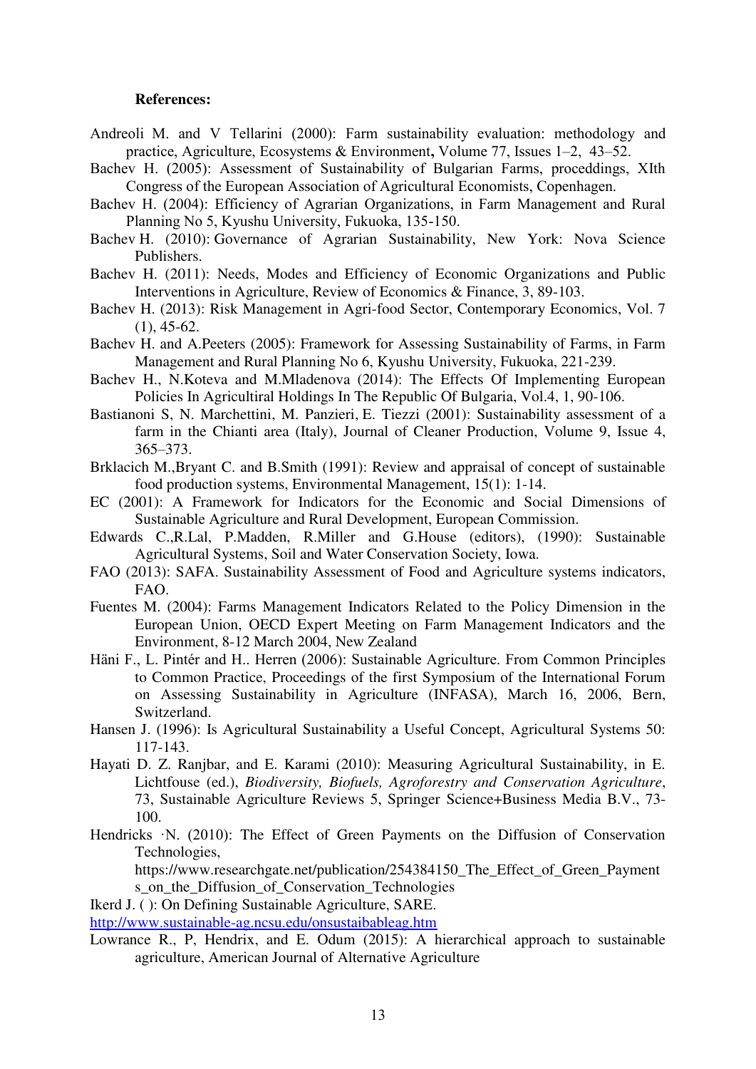**References:**

Andreoli M. and V Tellarini (2000): Farm sustainability evaluation: methodology and practice, Agriculture, Ecosystems & Environment**,** Volume 77, Issues 1–2, 43–52.

Bachev H. (2005): Assessment of Sustainability of Bulgarian Farms, proceddings, XIth Congress of the European Association of Agricultural Economists, Copenhagen.

Bachev H. (2004): Efficiency of Agrarian Organizations, in Farm Management and Rural Planning No 5, Kyushu University, Fukuoka, 135-150.

Bachev H. (2010): Governance of Agrarian Sustainability, New York: Nova Science Publishers.

Bachev H. (2011): Needs, Modes and Efficiency of Economic Organizations and Public Interventions in Agriculture, Review of Economics & Finance, 3, 89-103.

Bachev H. (2013): Risk Management in Agri-food Sector, Contemporary Economics, Vol. 7 (1), 45-62.

Bachev H. and A.Peeters (2005): Framework for Assessing Sustainability of Farms, in Farm Management and Rural Planning No 6, Kyushu University, Fukuoka, 221-239.

Bachev H., N.Koteva and M.Mladenova (2014): The Effects Of Implementing European Policies In Agricultiral Holdings In The Republic Of Bulgaria, Vol.4, 1, 90-106.

Bastianoni S, N. Marchettini, M. Panzieri, E. Tiezzi (2001): Sustainability assessment of a farm in the Chianti area (Italy), Journal of Cleaner Production, Volume 9, Issue 4, 365–373.

Brklacich M.,Bryant C. and B.Smith (1991): Review and appraisal of concept of sustainable food production systems, Environmental Management, 15(1): 1-14.

EC (2001): A Framework for Indicators for the Economic and Social Dimensions of Sustainable Agriculture and Rural Development, European Commission.

Edwards C.,R.Lal, P.Madden, R.Miller and G.House (editors), (1990): Sustainable Agricultural Systems, Soil and Water Conservation Society, Iowa.

FAO (2013): SAFA. Sustainability Assessment of Food and Agriculture systems indicators, FAO.

Fuentes M. (2004): Farms Management Indicators Related to the Policy Dimension in the European Union, OECD Expert Meeting on Farm Management Indicators and the Environment, 8-12 March 2004, New Zealand

Häni F., L. Pintér and H.. Herren (2006): Sustainable Agriculture. From Common Principles to Common Practice, Proceedings of the first Symposium of the International Forum on Assessing Sustainability in Agriculture (INFASA), March 16, 2006, Bern, Switzerland.

Hansen J. (1996): Is Agricultural Sustainability a Useful Concept, Agricultural Systems 50: 117-143.

Hayati D. Z. Ranjbar, and E. Karami (2010): Measuring Agricultural Sustainability, in E. Lichtfouse (ed.), *Biodiversity, Biofuels, Agroforestry and Conservation Agriculture*, 73, Sustainable Agriculture Reviews 5, Springer Science+Business Media B.V., 73-100.

Hendricks ·N. (2010): The Effect of Green Payments on the Diffusion of Conservation Technologies, https://www.researchgate.net/publication/254384150_The_Effect_of_Green_Payments_on_the_Diffusion_of_Conservation_Technologies

Ikerd J. ( ): On Defining Sustainable Agriculture, SARE. http://www.sustainable-ag.ncsu.edu/onsustaibableag.htm

Lowrance R., P, Hendrix, and E. Odum (2015): A hierarchical approach to sustainable agriculture, American Journal of Alternative Agriculture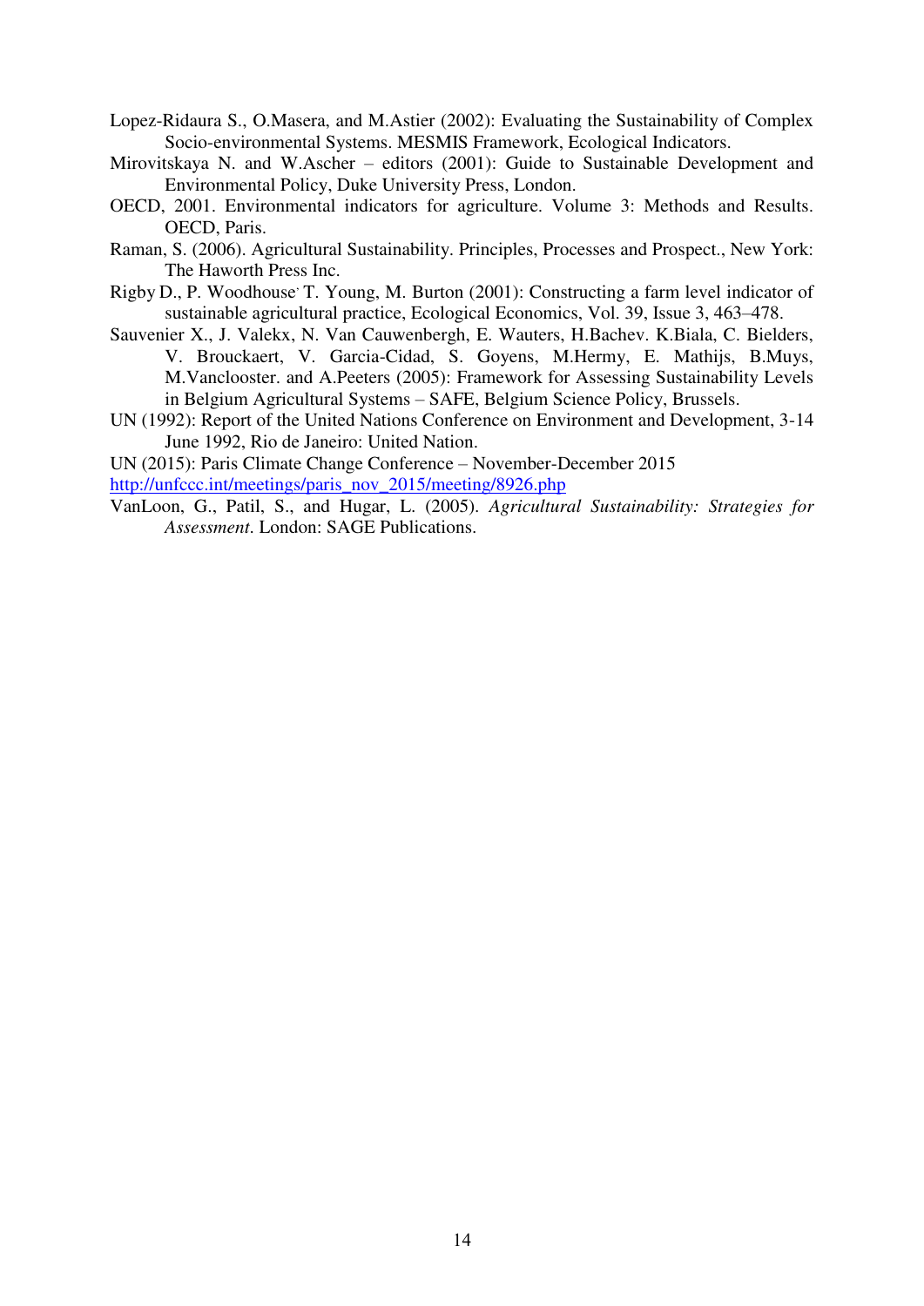Lopez-Ridaura S., O.Masera, and M.Astier (2002): Evaluating the Sustainability of Complex Socio-environmental Systems. MESMIS Framework, Ecological Indicators.

Mirovitskaya N. and W.Ascher – editors (2001): Guide to Sustainable Development and Environmental Policy, Duke University Press, London.

OECD, 2001. Environmental indicators for agriculture. Volume 3: Methods and Results. OECD, Paris.

Raman, S. (2006). Agricultural Sustainability. Principles, Processes and Prospect., New York: The Haworth Press Inc.

Rigby D., P. Woodhouse, T. Young, M. Burton (2001): Constructing a farm level indicator of sustainable agricultural practice, Ecological Economics, Vol. 39, Issue 3, 463–478.

Sauvenier X., J. Valekx, N. Van Cauwenbergh, E. Wauters, H.Bachev. K.Biala, C. Bielders, V. Brouckaert, V. Garcia-Cidad, S. Goyens, M.Hermy, E. Mathijs, B.Muys, M.Vanclooster. and A.Peeters (2005): Framework for Assessing Sustainability Levels in Belgium Agricultural Systems – SAFE, Belgium Science Policy, Brussels.

UN (1992): Report of the United Nations Conference on Environment and Development, 3-14 June 1992, Rio de Janeiro: United Nation.

UN (2015): Paris Climate Change Conference – November-December 2015 http://unfccc.int/meetings/paris_nov_2015/meeting/8926.php

VanLoon, G., Patil, S., and Hugar, L. (2005). *Agricultural Sustainability: Strategies for Assessment*. London: SAGE Publications.